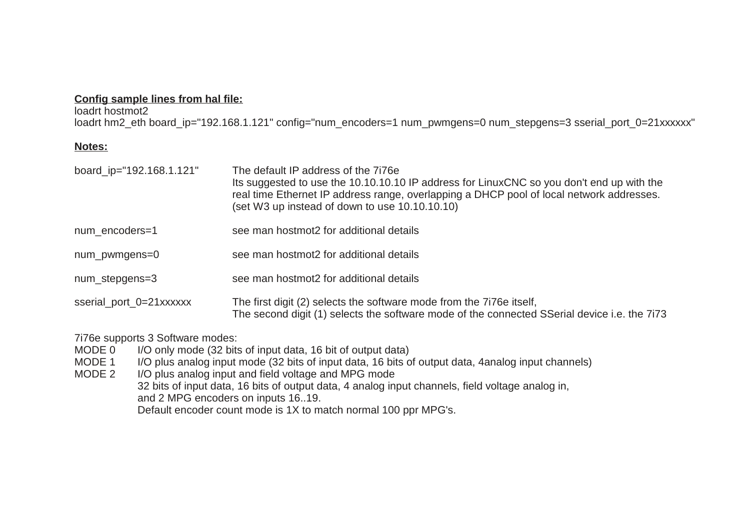**Config sample lines from hal file:**

```
loadrt hostmot2
loadrt hm2_eth board_ip="192.168.1.121" config="num_encoders=1 num_pwmgens=0 num_stepgens=3 sserial_port_0=21xxxxxx"
```

**Notes:**

| | |
|---|---|
| board_ip="192.168.1.121" | The default IP address of the 7i76e<br>Its suggested to use the 10.10.10.10 IP address for LinuxCNC so you don't end up with the real time Ethernet IP address range, overlapping a DHCP pool of local network addresses.<br>(set W3 up instead of down to use 10.10.10.10) |
| num_encoders=1 | see man hostmot2 for additional details |
| num_pwmgens=0 | see man hostmot2 for additional details |
| num_stepgens=3 | see man hostmot2 for additional details |
| sserial_port_0=21xxxxxx | The first digit (2) selects the software mode from the 7i76e itself,<br>The second digit (1) selects the software mode of the connected SSerial device i.e. the 7i73 |

7i76e supports 3 Software modes:

| | |
|---|---|
| MODE 0 | I/O only mode (32 bits of input data, 16 bit of output data) |
| MODE 1 | I/O plus analog input mode (32 bits of input data, 16 bits of output data, 4analog input channels) |
| MODE 2 | I/O plus analog input and field voltage and MPG mode<br>32 bits of input data, 16 bits of output data, 4 analog input channels, field voltage analog in, and 2 MPG encoders on inputs 16..19.<br>Default encoder count mode is 1X to match normal 100 ppr MPG's. |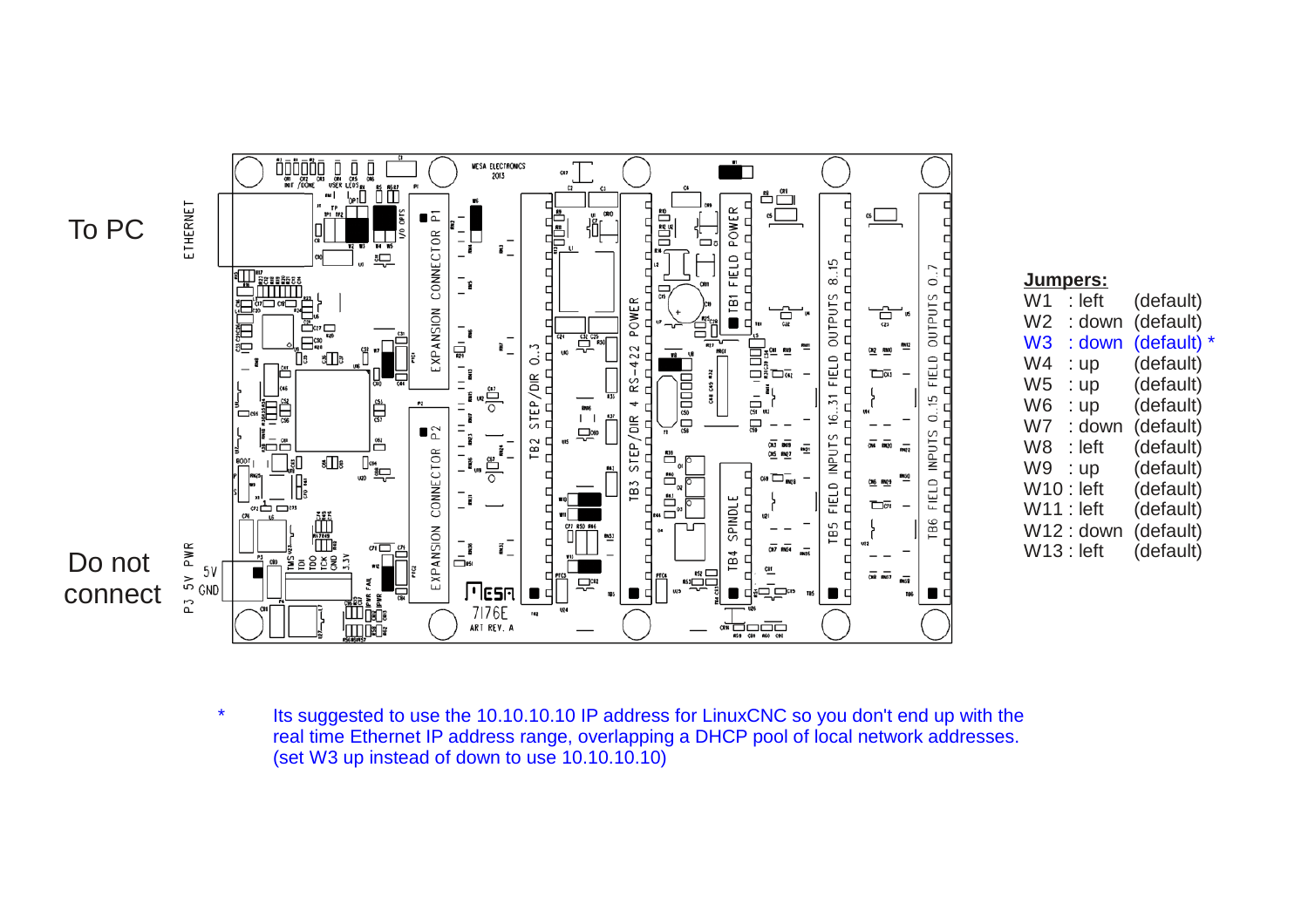To PC

Do not connect

**Jumpers:**

W1 : left (default)
W2 : down (default)
W3 : down (default) *
W4 : up (default)
W5 : up (default)
W6 : up (default)
W7 : down (default)
W8 : left (default)
W9 : up (default)
W10 : left (default)
W11 : left (default)
W12 : down (default)
W13 : left (default)

\* Its suggested to use the 10.10.10.10 IP address for LinuxCNC so you don't end up with the real time Ethernet IP address range, overlapping a DHCP pool of local network addresses. (set W3 up instead of down to use 10.10.10.10)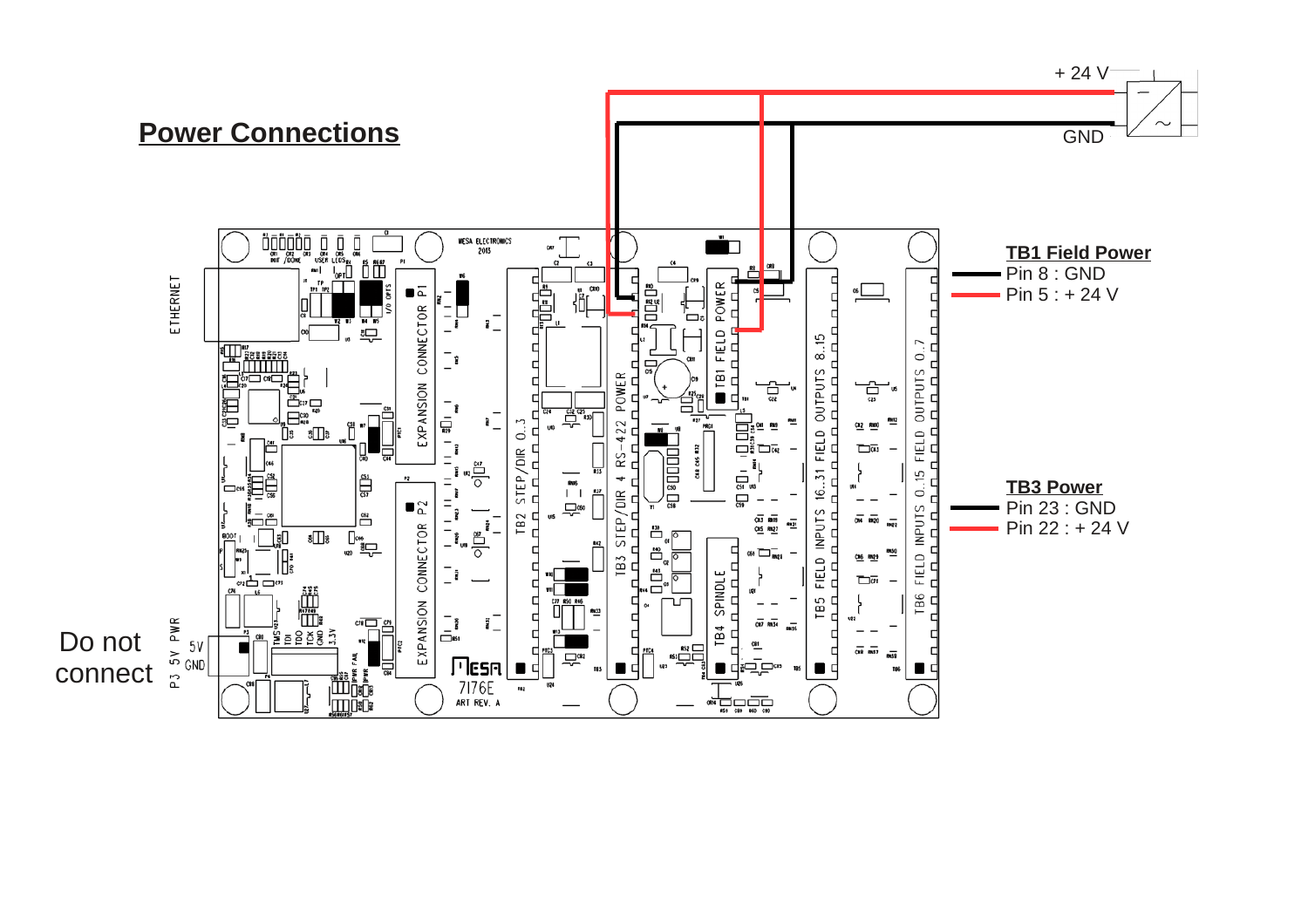## Power Connections

+ 24 V

GND

**TB1 Field Power**

Pin 8 : GND

Pin 5 : + 24 V

**TB3 Power**

Pin 23 : GND

Pin 22 : + 24 V

Do not connect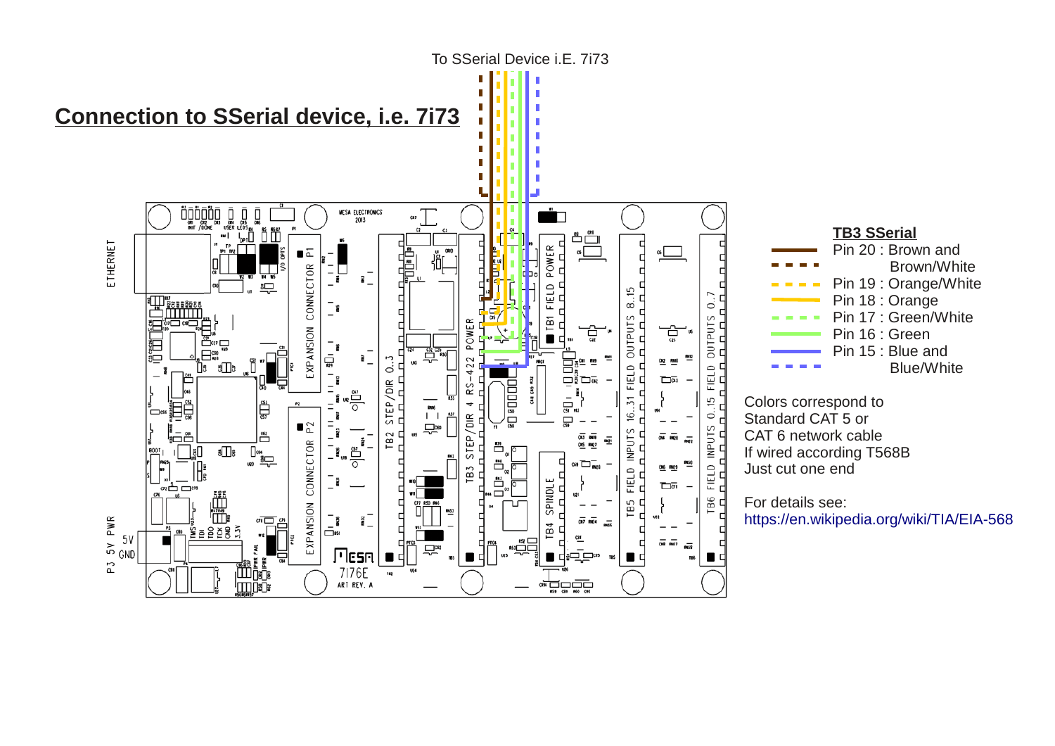## Connection to SSerial device, i.e. 7i73

To SSerial Device i.E. 7i73

**TB3 SSerial**

- Pin 20 : Brown and Brown/White
- Pin 19 : Orange/White
- Pin 18 : Orange
- Pin 17 : Green/White
- Pin 16 : Green
- Pin 15 : Blue and Blue/White

Colors correspond to Standard CAT 5 or CAT 6 network cable If wired according T568B Just cut one end

For details see: https://en.wikipedia.org/wiki/TIA/EIA-568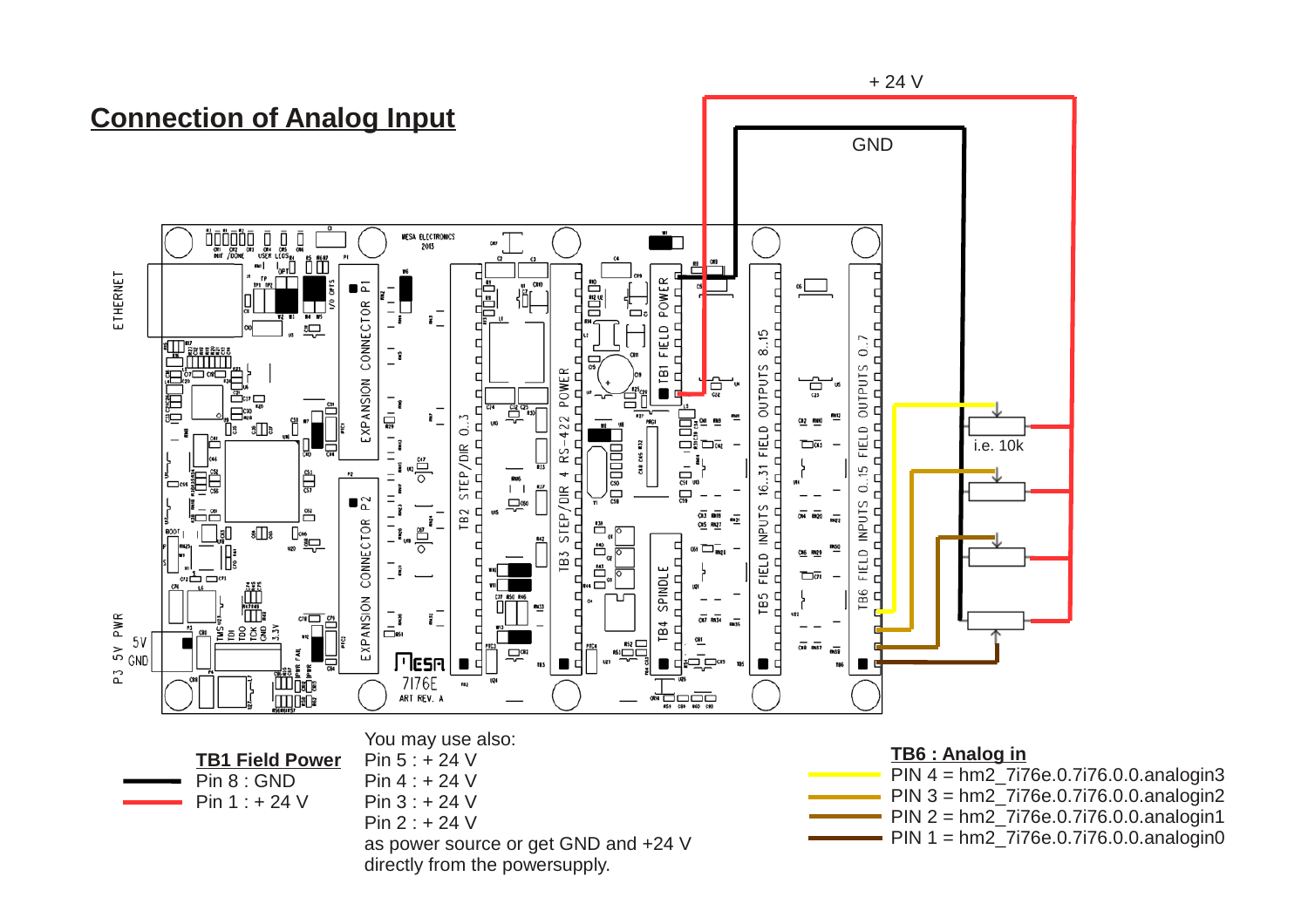## Connection of Analog Input

+ 24 V

GND

i.e. 10k

**TB1 Field Power**

Pin 8 : GND

Pin 1 : + 24 V

You may use also:
Pin 5 : + 24 V
Pin 4 : + 24 V
Pin 3 : + 24 V
Pin 2 : + 24 V
as power source or get GND and +24 V directly from the powersupply.

**TB6 : Analog in**

PIN 4 = hm2_7i76e.0.7i76.0.0.analogin3
PIN 3 = hm2_7i76e.0.7i76.0.0.analogin2
PIN 2 = hm2_7i76e.0.7i76.0.0.analogin1
PIN 1 = hm2_7i76e.0.7i76.0.0.analogin0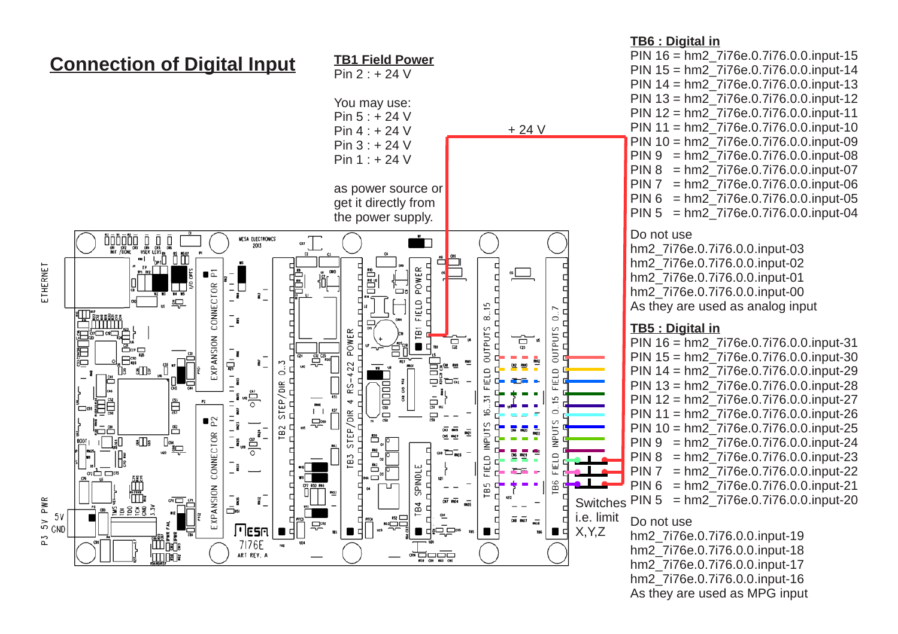# Connection of Digital Input

**TB1 Field Power**

Pin 2 : + 24 V

You may use:
Pin 5 : + 24 V
Pin 4 : + 24 V
Pin 3 : + 24 V
Pin 1 : + 24 V

as power source or get it directly from the power supply.

+ 24 V

Switches i.e. limit X,Y,Z

**TB6 : Digital in**

PIN 16 = hm2_7i76e.0.7i76.0.0.input-15
PIN 15 = hm2_7i76e.0.7i76.0.0.input-14
PIN 14 = hm2_7i76e.0.7i76.0.0.input-13
PIN 13 = hm2_7i76e.0.7i76.0.0.input-12
PIN 12 = hm2_7i76e.0.7i76.0.0.input-11
PIN 11 = hm2_7i76e.0.7i76.0.0.input-10
PIN 10 = hm2_7i76e.0.7i76.0.0.input-09
PIN 9 = hm2_7i76e.0.7i76.0.0.input-08
PIN 8 = hm2_7i76e.0.7i76.0.0.input-07
PIN 7 = hm2_7i76e.0.7i76.0.0.input-06
PIN 6 = hm2_7i76e.0.7i76.0.0.input-05
PIN 5 = hm2_7i76e.0.7i76.0.0.input-04

Do not use
hm2_7i76e.0.7i76.0.0.input-03
hm2_7i76e.0.7i76.0.0.input-02
hm2_7i76e.0.7i76.0.0.input-01
hm2_7i76e.0.7i76.0.0.input-00
As they are used as analog input

**TB5 : Digital in**

PIN 16 = hm2_7i76e.0.7i76.0.0.input-31
PIN 15 = hm2_7i76e.0.7i76.0.0.input-30
PIN 14 = hm2_7i76e.0.7i76.0.0.input-29
PIN 13 = hm2_7i76e.0.7i76.0.0.input-28
PIN 12 = hm2_7i76e.0.7i76.0.0.input-27
PIN 11 = hm2_7i76e.0.7i76.0.0.input-26
PIN 10 = hm2_7i76e.0.7i76.0.0.input-25
PIN 9 = hm2_7i76e.0.7i76.0.0.input-24
PIN 8 = hm2_7i76e.0.7i76.0.0.input-23
PIN 7 = hm2_7i76e.0.7i76.0.0.input-22
PIN 6 = hm2_7i76e.0.7i76.0.0.input-21
PIN 5 = hm2_7i76e.0.7i76.0.0.input-20

Do not use
hm2_7i76e.0.7i76.0.0.input-19
hm2_7i76e.0.7i76.0.0.input-18
hm2_7i76e.0.7i76.0.0.input-17
hm2_7i76e.0.7i76.0.0.input-16
As they are used as MPG input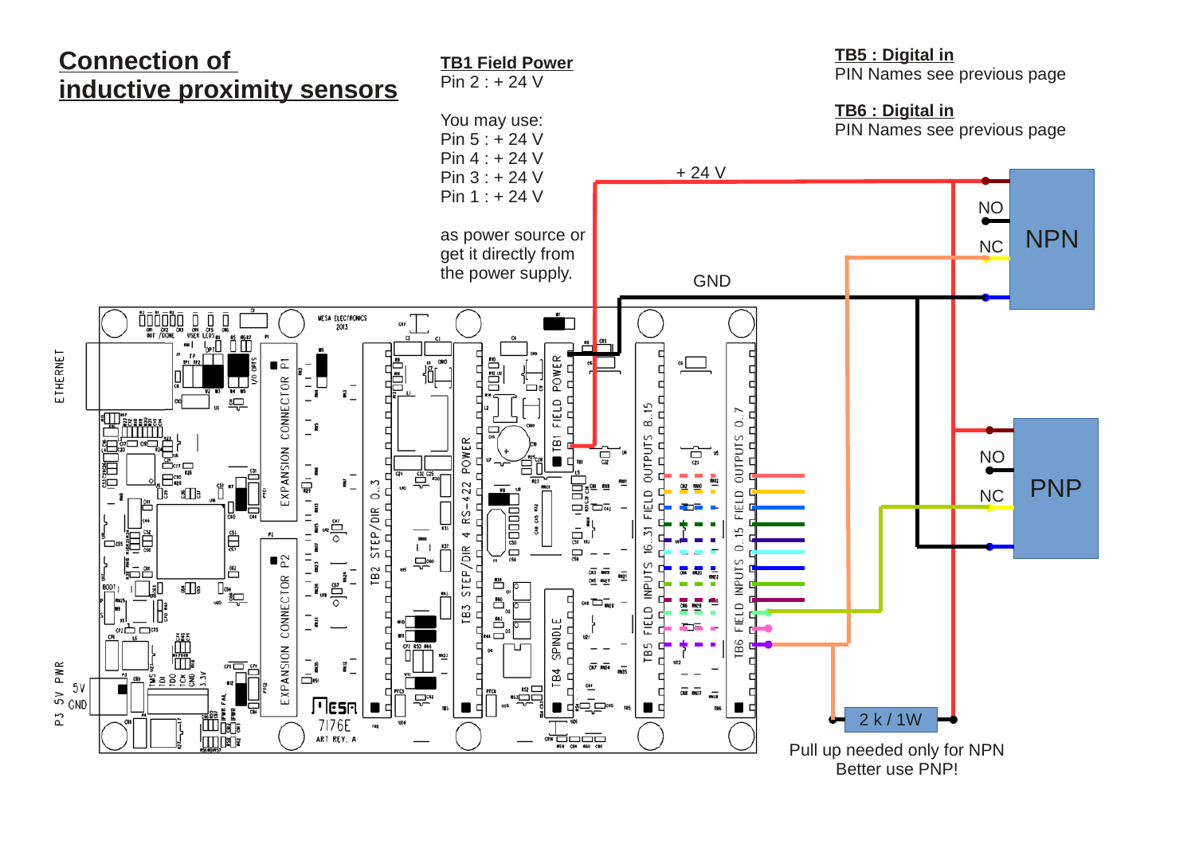# Connection of inductive proximity sensors

**TB1 Field Power**
Pin 2 : + 24 V

You may use:
Pin 5 : + 24 V
Pin 4 : + 24 V
Pin 3 : + 24 V
Pin 1 : + 24 V

as power source or get it directly from the power supply.

**TB5 : Digital in**
PIN Names see previous page

**TB6 : Digital in**
PIN Names see previous page

+ 24 V

GND

NO

NC

NPN

NO

NC

PNP

2 k / 1W

Pull up needed only for NPN
Better use PNP!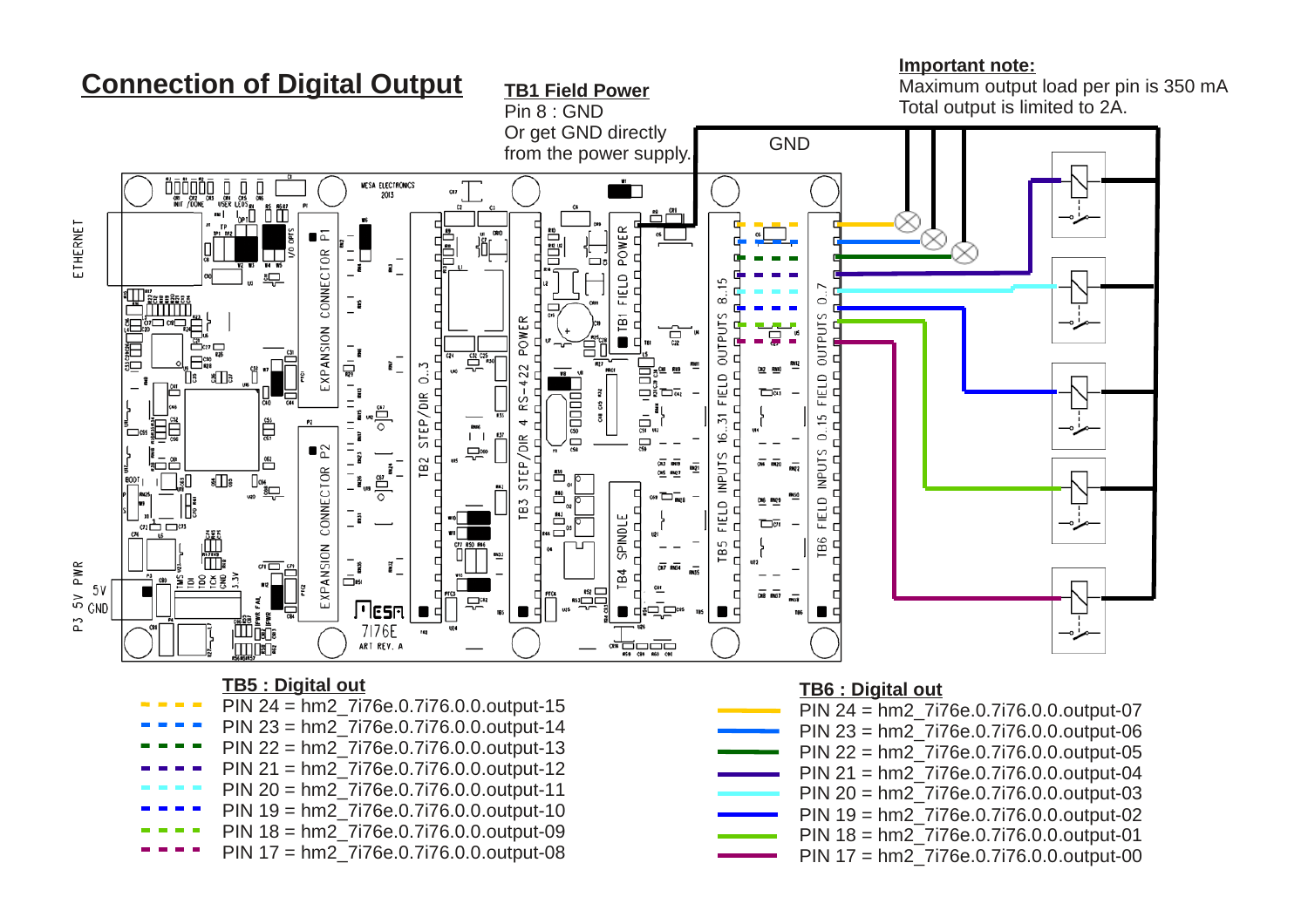# Connection of Digital Output

**TB1 Field Power**
Pin 8 : GND
Or get GND directly from the power supply.

**Important note:**
Maximum output load per pin is 350 mA
Total output is limited to 2A.

GND

**TB5 : Digital out**

- PIN 24 = hm2_7i76e.0.7i76.0.0.output-15
- PIN 23 = hm2_7i76e.0.7i76.0.0.output-14
- PIN 22 = hm2_7i76e.0.7i76.0.0.output-13
- PIN 21 = hm2_7i76e.0.7i76.0.0.output-12
- PIN 20 = hm2_7i76e.0.7i76.0.0.output-11
- PIN 19 = hm2_7i76e.0.7i76.0.0.output-10
- PIN 18 = hm2_7i76e.0.7i76.0.0.output-09
- PIN 17 = hm2_7i76e.0.7i76.0.0.output-08

**TB6 : Digital out**

- PIN 24 = hm2_7i76e.0.7i76.0.0.output-07
- PIN 23 = hm2_7i76e.0.7i76.0.0.output-06
- PIN 22 = hm2_7i76e.0.7i76.0.0.output-05
- PIN 21 = hm2_7i76e.0.7i76.0.0.output-04
- PIN 20 = hm2_7i76e.0.7i76.0.0.output-03
- PIN 19 = hm2_7i76e.0.7i76.0.0.output-02
- PIN 18 = hm2_7i76e.0.7i76.0.0.output-01
- PIN 17 = hm2_7i76e.0.7i76.0.0.output-00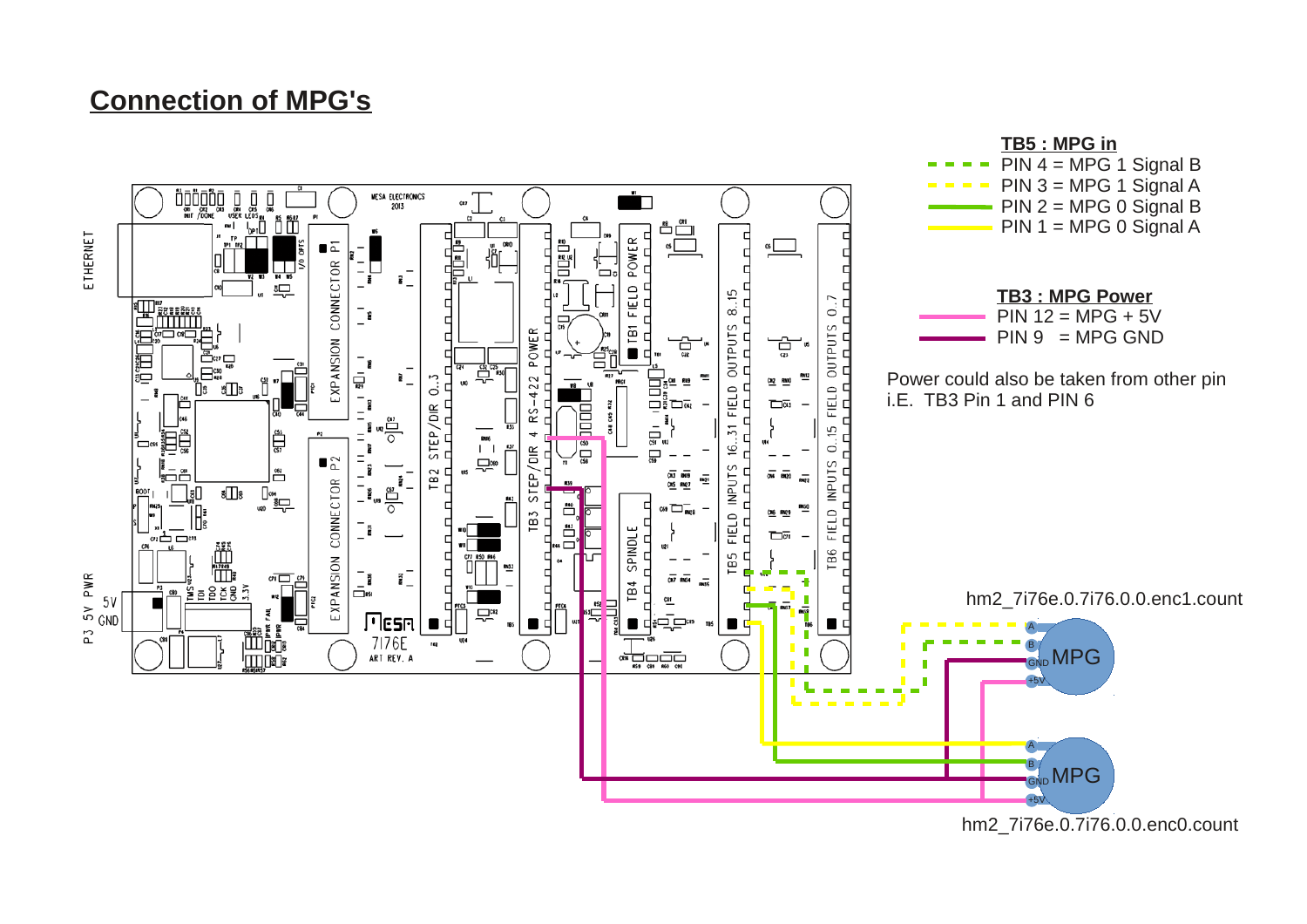# Connection of MPG's

**TB5 : MPG in**

- PIN 4 = MPG 1 Signal B
- PIN 3 = MPG 1 Signal A
- PIN 2 = MPG 0 Signal B
- PIN 1 = MPG 0 Signal A

**TB3 : MPG Power**

- PIN 12 = MPG + 5V
- PIN 9 = MPG GND

Power could also be taken from other pin i.E. TB3 Pin 1 and PIN 6

hm2_7i76e.0.7i76.0.0.enc1.count

hm2_7i76e.0.7i76.0.0.enc0.count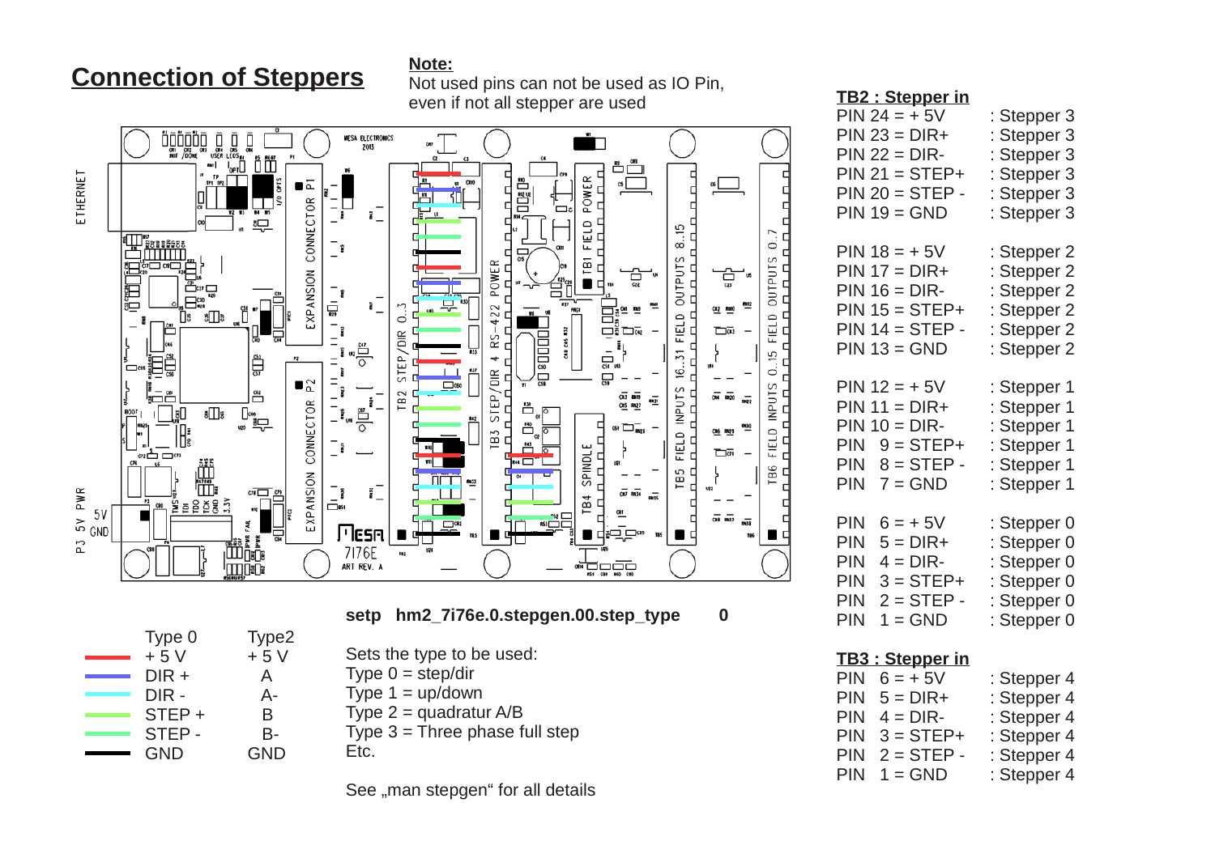## Connection of Steppers

**Note:**
Not used pins can not be used as IO Pin, even if not all stepper are used

| Type 0 | Type2 |
|---|---|
| + 5 V | + 5 V |
| DIR + | A |
| DIR - | A- |
| STEP + | B |
| STEP - | B- |
| GND | GND |

**setp hm2_7i76e.0.stepgen.00.step_type 0**

Sets the type to be used:
Type 0 = step/dir
Type 1 = up/down
Type 2 = quadratur A/B
Type 3 = Three phase full step
Etc.

See „man stepgen" for all details

**TB2 : Stepper in**

| Pin | | Stepper |
|---|---|---|
| PIN 24 = + 5V | | : Stepper 3 |
| PIN 23 = DIR+ | | : Stepper 3 |
| PIN 22 = DIR- | | : Stepper 3 |
| PIN 21 = STEP+ | | : Stepper 3 |
| PIN 20 = STEP - | | : Stepper 3 |
| PIN 19 = GND | | : Stepper 3 |
| PIN 18 = + 5V | | : Stepper 2 |
| PIN 17 = DIR+ | | : Stepper 2 |
| PIN 16 = DIR- | | : Stepper 2 |
| PIN 15 = STEP+ | | : Stepper 2 |
| PIN 14 = STEP - | | : Stepper 2 |
| PIN 13 = GND | | : Stepper 2 |
| PIN 12 = + 5V | | : Stepper 1 |
| PIN 11 = DIR+ | | : Stepper 1 |
| PIN 10 = DIR- | | : Stepper 1 |
| PIN 9 = STEP+ | | : Stepper 1 |
| PIN 8 = STEP - | | : Stepper 1 |
| PIN 7 = GND | | : Stepper 1 |
| PIN 6 = + 5V | | : Stepper 0 |
| PIN 5 = DIR+ | | : Stepper 0 |
| PIN 4 = DIR- | | : Stepper 0 |
| PIN 3 = STEP+ | | : Stepper 0 |
| PIN 2 = STEP - | | : Stepper 0 |
| PIN 1 = GND | | : Stepper 0 |

**TB3 : Stepper in**

| Pin | | Stepper |
|---|---|---|
| PIN 6 = + 5V | | : Stepper 4 |
| PIN 5 = DIR+ | | : Stepper 4 |
| PIN 4 = DIR- | | : Stepper 4 |
| PIN 3 = STEP+ | | : Stepper 4 |
| PIN 2 = STEP - | | : Stepper 4 |
| PIN 1 = GND | | : Stepper 4 |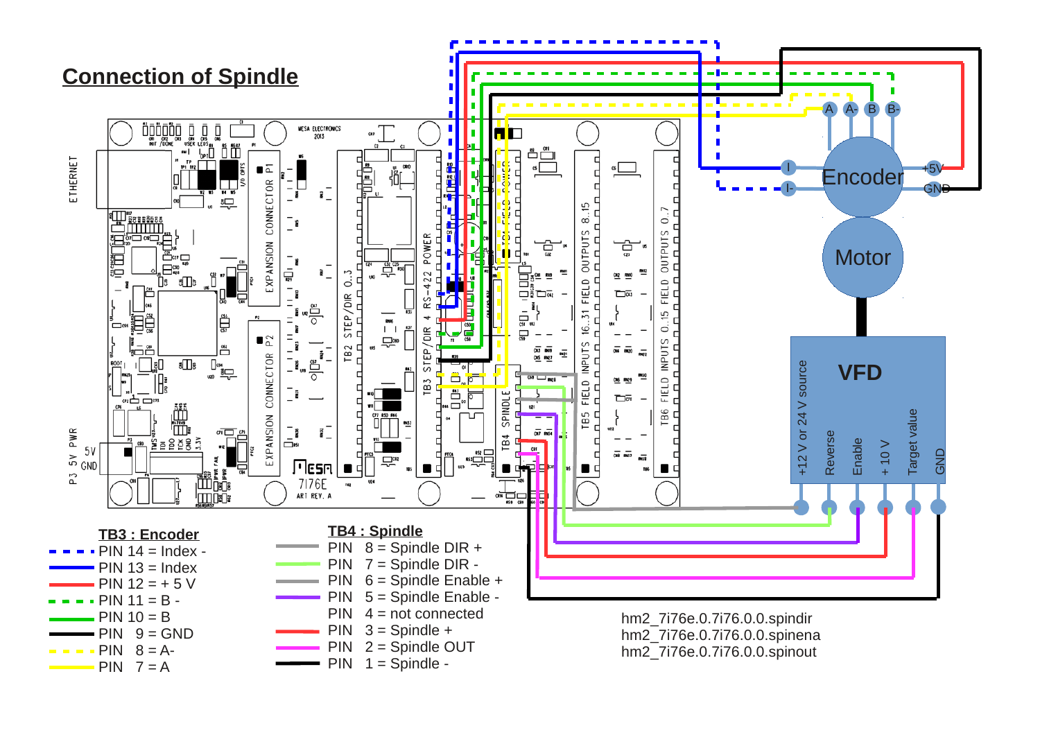# Connection of Spindle

**TB3 : Encoder**

- PIN 14 = Index -
- PIN 13 = Index
- PIN 12 = + 5 V
- PIN 11 = B -
- PIN 10 = B
- PIN 9 = GND
- PIN 8 = A-
- PIN 7 = A

**TB4 : Spindle**

- PIN 8 = Spindle DIR +
- PIN 7 = Spindle DIR -
- PIN 6 = Spindle Enable +
- PIN 5 = Spindle Enable -
- PIN 4 = not connected
- PIN 3 = Spindle +
- PIN 2 = Spindle OUT
- PIN 1 = Spindle -

hm2_7i76e.0.7i76.0.0.spindir
hm2_7i76e.0.7i76.0.0.spinena
hm2_7i76e.0.7i76.0.0.spinout

Encoder
A A- B B-
I I-
+5V GND

Motor

VFD
+12 V or 24 V source
Reverse
Enable
+ 10 V
Target value
GND